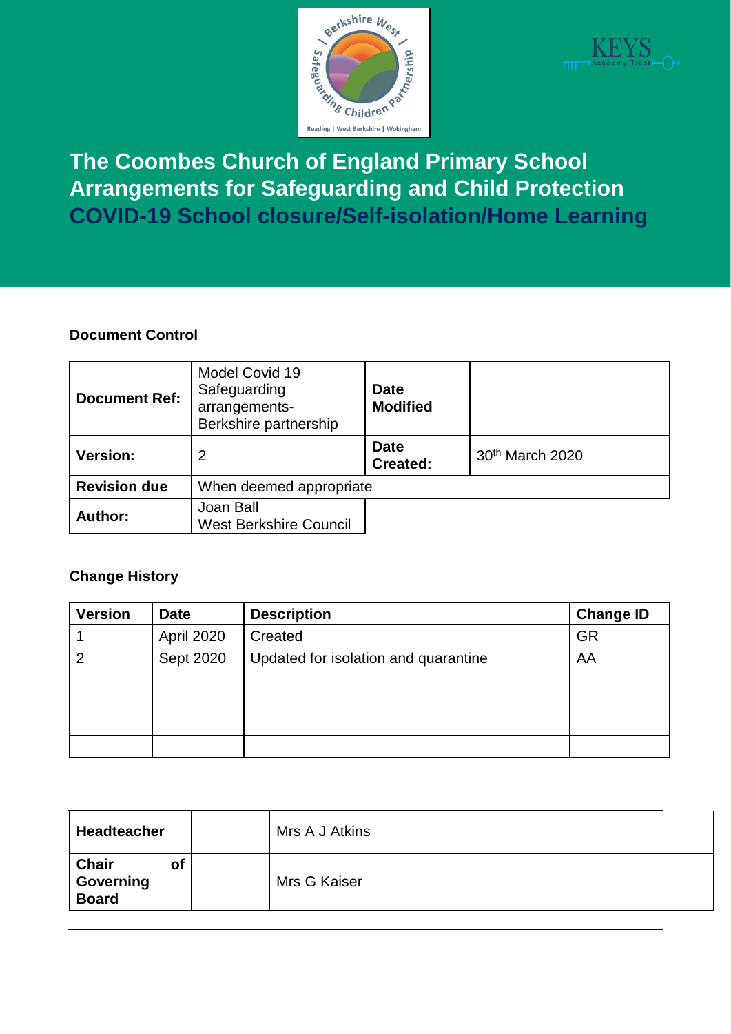# The Coombes Church of England Primary School Arrangements for Safeguarding and Child Protection COVID-19 School closure/Self-isolation/Home Learning

**Document Control**

| **Document Ref:** | Model Covid 19 Safeguarding arrangements- Berkshire partnership | **Date Modified** | |
|---|---|---|---|
| **Version:** | 2 | **Date Created:** | 30th March 2020 |
| **Revision due** | When deemed appropriate | | |
| **Author:** | Joan Ball<br>West Berkshire Council | | |

**Change History**

| Version | Date | Description | Change ID |
|---|---|---|---|
| 1 | April 2020 | Created | GR |
| 2 | Sept 2020 | Updated for isolation and quarantine | AA |
| | | | |
| | | | |
| | | | |
| | | | |

| | | |
|---|---|---|
| **Headteacher** | | Mrs A J Atkins |
| **Chair of Governing Board** | | Mrs G Kaiser |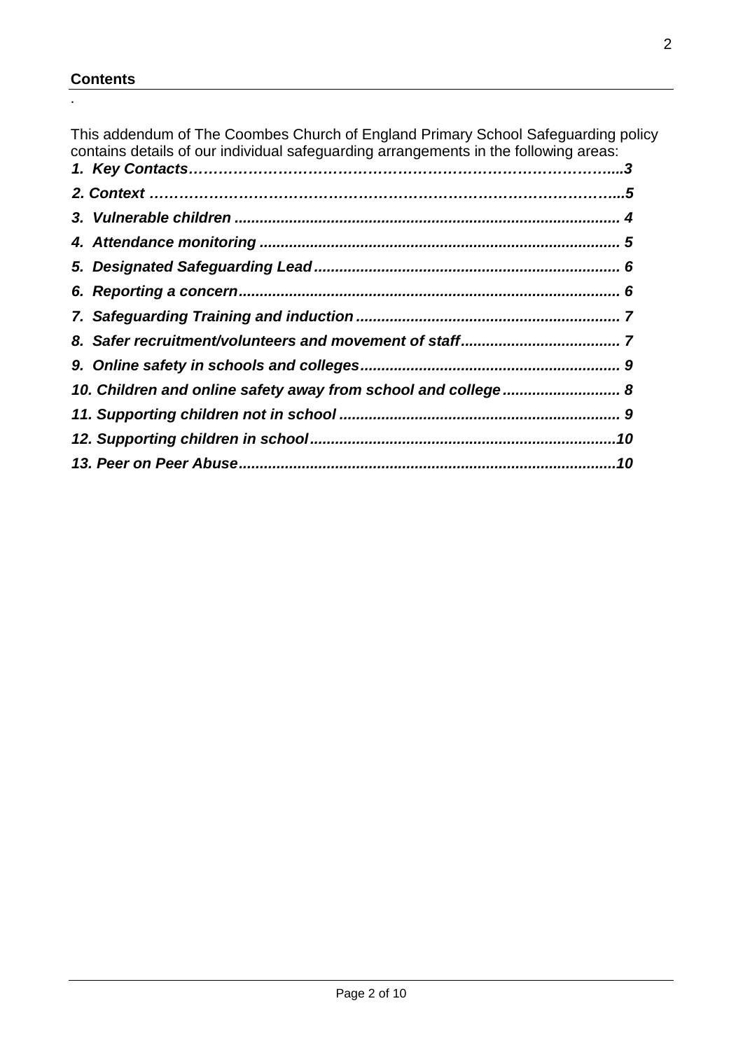## Contents

.

This addendum of The Coombes Church of England Primary School Safeguarding policy contains details of our individual safeguarding arrangements in the following areas:

***1. Key Contacts…………………………………………………………………………...3***

***2. Context ………………………………………………………………………………...5***

***3. Vulnerable children .......................................................................................... 4***

***4. Attendance monitoring .................................................................................... 5***

***5. Designated Safeguarding Lead ....................................................................... 6***

***6. Reporting a concern.......................................................................................... 6***

***7. Safeguarding Training and induction .............................................................. 7***

***8. Safer recruitment/volunteers and movement of staff ..................................... 7***

***9. Online safety in schools and colleges............................................................. 9***

***10. Children and online safety away from school and college ........................... 8***

***11. Supporting children not in school .................................................................. 9***

***12. Supporting children in school........................................................................10***

***13. Peer on Peer Abuse.........................................................................................10***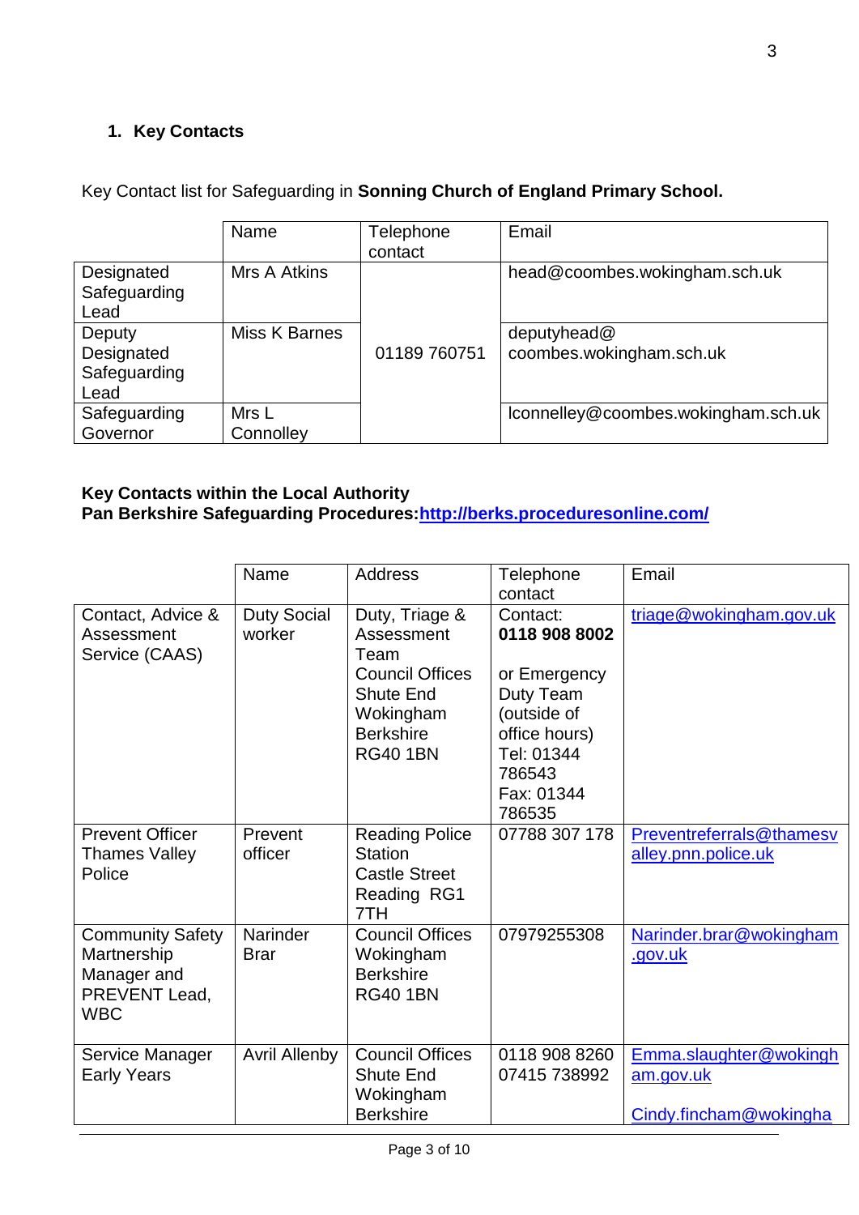## 1. Key Contacts

Key Contact list for Safeguarding in **Sonning Church of England Primary School.**

| | Name | Telephone contact | Email |
|---|---|---|---|
| Designated Safeguarding Lead | Mrs A Atkins | 01189 760751 | head@coombes.wokingham.sch.uk |
| Deputy Designated Safeguarding Lead | Miss K Barnes | | deputyhead@ coombes.wokingham.sch.uk |
| Safeguarding Governor | Mrs L Connolley | | lconnelley@coombes.wokingham.sch.uk |

**Key Contacts within the Local Authority**
**Pan Berkshire Safeguarding Procedures:[http://berks.proceduresonline.com/](http://berks.proceduresonline.com/)**

| | Name | Address | Telephone contact | Email |
|---|---|---|---|---|
| Contact, Advice & Assessment Service (CAAS) | Duty Social worker | Duty, Triage & Assessment Team Council Offices Shute End Wokingham Berkshire RG40 1BN | Contact: **0118 908 8002** or Emergency Duty Team (outside of office hours) Tel: 01344 786543 Fax: 01344 786535 | triage@wokingham.gov.uk |
| Prevent Officer Thames Valley Police | Prevent officer | Reading Police Station Castle Street Reading RG1 7TH | 07788 307 178 | Preventreferrals@thamesvalley.pnn.police.uk |
| Community Safety Martnership Manager and PREVENT Lead, WBC | Narinder Brar | Council Offices Wokingham Berkshire RG40 1BN | 07979255308 | Narinder.brar@wokingham.gov.uk |
| Service Manager Early Years | Avril Allenby | Council Offices Shute End Wokingham Berkshire | 0118 908 8260 07415 738992 | Emma.slaughter@wokingham.gov.uk Cindy.fincham@wokingha |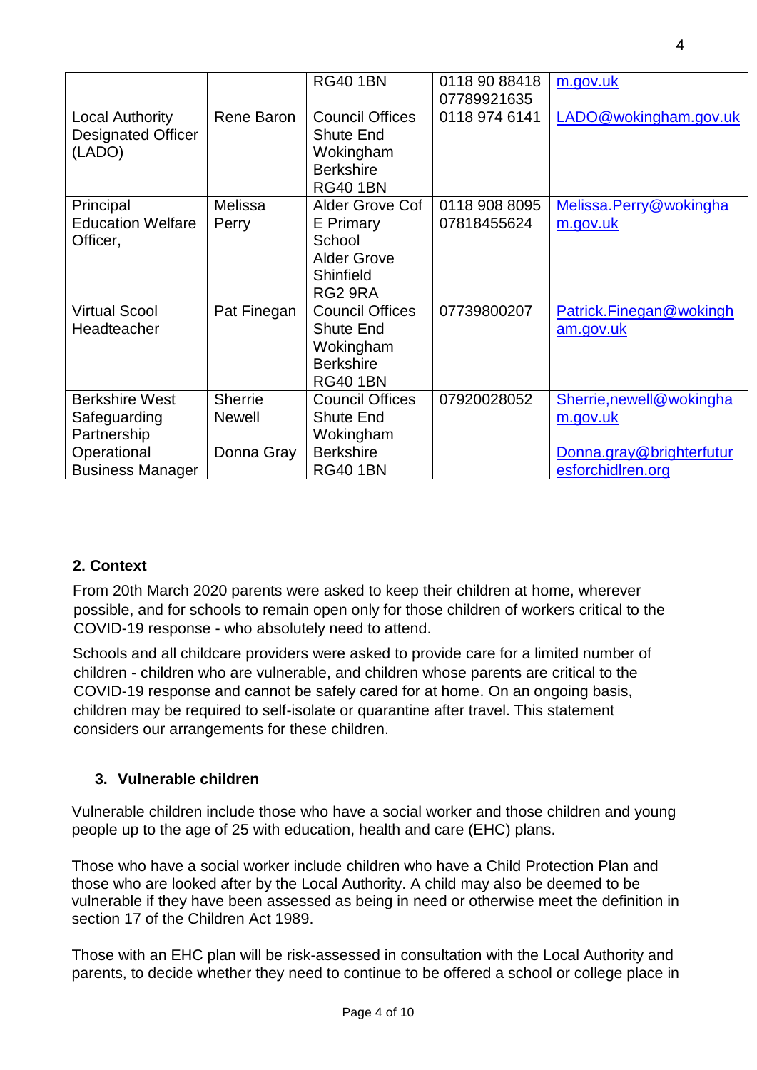| | | RG40 1BN | 0118 90 88418<br>07789921635 | m.gov.uk |
|---|---|---|---|---|
| Local Authority Designated Officer (LADO) | Rene Baron | Council Offices<br>Shute End<br>Wokingham<br>Berkshire<br>RG40 1BN | 0118 974 6141 | LADO@wokingham.gov.uk |
| Principal Education Welfare Officer, | Melissa Perry | Alder Grove Cof E Primary School<br>Alder Grove<br>Shinfield<br>RG2 9RA | 0118 908 8095<br>07818455624 | Melissa.Perry@wokingham.gov.uk |
| Virtual Scool Headteacher | Pat Finegan | Council Offices<br>Shute End<br>Wokingham<br>Berkshire<br>RG40 1BN | 07739800207 | Patrick.Finegan@wokingham.gov.uk |
| Berkshire West Safeguarding Partnership Operational Business Manager | Sherrie Newell<br><br>Donna Gray | Council Offices<br>Shute End<br>Wokingham<br>Berkshire<br>RG40 1BN | 07920028052 | Sherrie,newell@wokingham.gov.uk<br><br>Donna.gray@brighterfuturesforchidlren.org |

## 2. Context

From 20th March 2020 parents were asked to keep their children at home, wherever possible, and for schools to remain open only for those children of workers critical to the COVID-19 response - who absolutely need to attend.

Schools and all childcare providers were asked to provide care for a limited number of children - children who are vulnerable, and children whose parents are critical to the COVID-19 response and cannot be safely cared for at home. On an ongoing basis, children may be required to self-isolate or quarantine after travel. This statement considers our arrangements for these children.

## 3. Vulnerable children

Vulnerable children include those who have a social worker and those children and young people up to the age of 25 with education, health and care (EHC) plans.

Those who have a social worker include children who have a Child Protection Plan and those who are looked after by the Local Authority. A child may also be deemed to be vulnerable if they have been assessed as being in need or otherwise meet the definition in section 17 of the Children Act 1989.

Those with an EHC plan will be risk-assessed in consultation with the Local Authority and parents, to decide whether they need to continue to be offered a school or college place in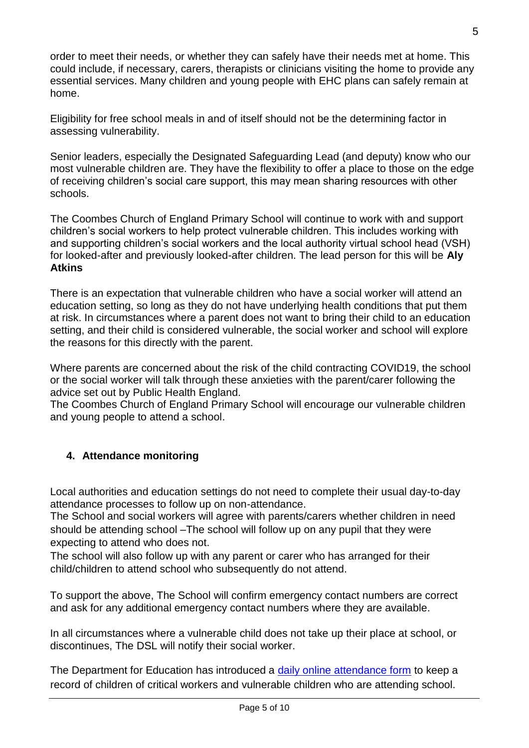order to meet their needs, or whether they can safely have their needs met at home. This could include, if necessary, carers, therapists or clinicians visiting the home to provide any essential services. Many children and young people with EHC plans can safely remain at home.

Eligibility for free school meals in and of itself should not be the determining factor in assessing vulnerability.

Senior leaders, especially the Designated Safeguarding Lead (and deputy) know who our most vulnerable children are. They have the flexibility to offer a place to those on the edge of receiving children's social care support, this may mean sharing resources with other schools.

The Coombes Church of England Primary School will continue to work with and support children's social workers to help protect vulnerable children. This includes working with and supporting children's social workers and the local authority virtual school head (VSH) for looked-after and previously looked-after children. The lead person for this will be **Aly Atkins**

There is an expectation that vulnerable children who have a social worker will attend an education setting, so long as they do not have underlying health conditions that put them at risk. In circumstances where a parent does not want to bring their child to an education setting, and their child is considered vulnerable, the social worker and school will explore the reasons for this directly with the parent.

Where parents are concerned about the risk of the child contracting COVID19, the school or the social worker will talk through these anxieties with the parent/carer following the advice set out by Public Health England.
The Coombes Church of England Primary School will encourage our vulnerable children and young people to attend a school.

## 4. Attendance monitoring

Local authorities and education settings do not need to complete their usual day-to-day attendance processes to follow up on non-attendance.
The School and social workers will agree with parents/carers whether children in need should be attending school –The school will follow up on any pupil that they were expecting to attend who does not.
The school will also follow up with any parent or carer who has arranged for their child/children to attend school who subsequently do not attend.

To support the above, The School will confirm emergency contact numbers are correct and ask for any additional emergency contact numbers where they are available.

In all circumstances where a vulnerable child does not take up their place at school, or discontinues, The DSL will notify their social worker.

The Department for Education has introduced a daily online attendance form to keep a record of children of critical workers and vulnerable children who are attending school.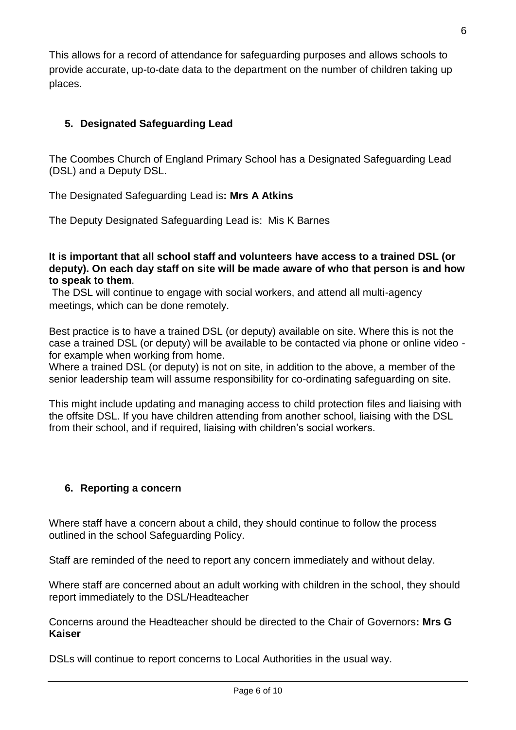This allows for a record of attendance for safeguarding purposes and allows schools to provide accurate, up-to-date data to the department on the number of children taking up places.

## 5. Designated Safeguarding Lead

The Coombes Church of England Primary School has a Designated Safeguarding Lead (DSL) and a Deputy DSL.

The Designated Safeguarding Lead is**: Mrs A Atkins**

The Deputy Designated Safeguarding Lead is: Mis K Barnes

**It is important that all school staff and volunteers have access to a trained DSL (or deputy). On each day staff on site will be made aware of who that person is and how to speak to them**.

The DSL will continue to engage with social workers, and attend all multi-agency meetings, which can be done remotely.

Best practice is to have a trained DSL (or deputy) available on site. Where this is not the case a trained DSL (or deputy) will be available to be contacted via phone or online video - for example when working from home.

Where a trained DSL (or deputy) is not on site, in addition to the above, a member of the senior leadership team will assume responsibility for co-ordinating safeguarding on site.

This might include updating and managing access to child protection files and liaising with the offsite DSL. If you have children attending from another school, liaising with the DSL from their school, and if required, liaising with children's social workers.

## 6. Reporting a concern

Where staff have a concern about a child, they should continue to follow the process outlined in the school Safeguarding Policy.

Staff are reminded of the need to report any concern immediately and without delay.

Where staff are concerned about an adult working with children in the school, they should report immediately to the DSL/Headteacher

Concerns around the Headteacher should be directed to the Chair of Governors**: Mrs G Kaiser**

DSLs will continue to report concerns to Local Authorities in the usual way.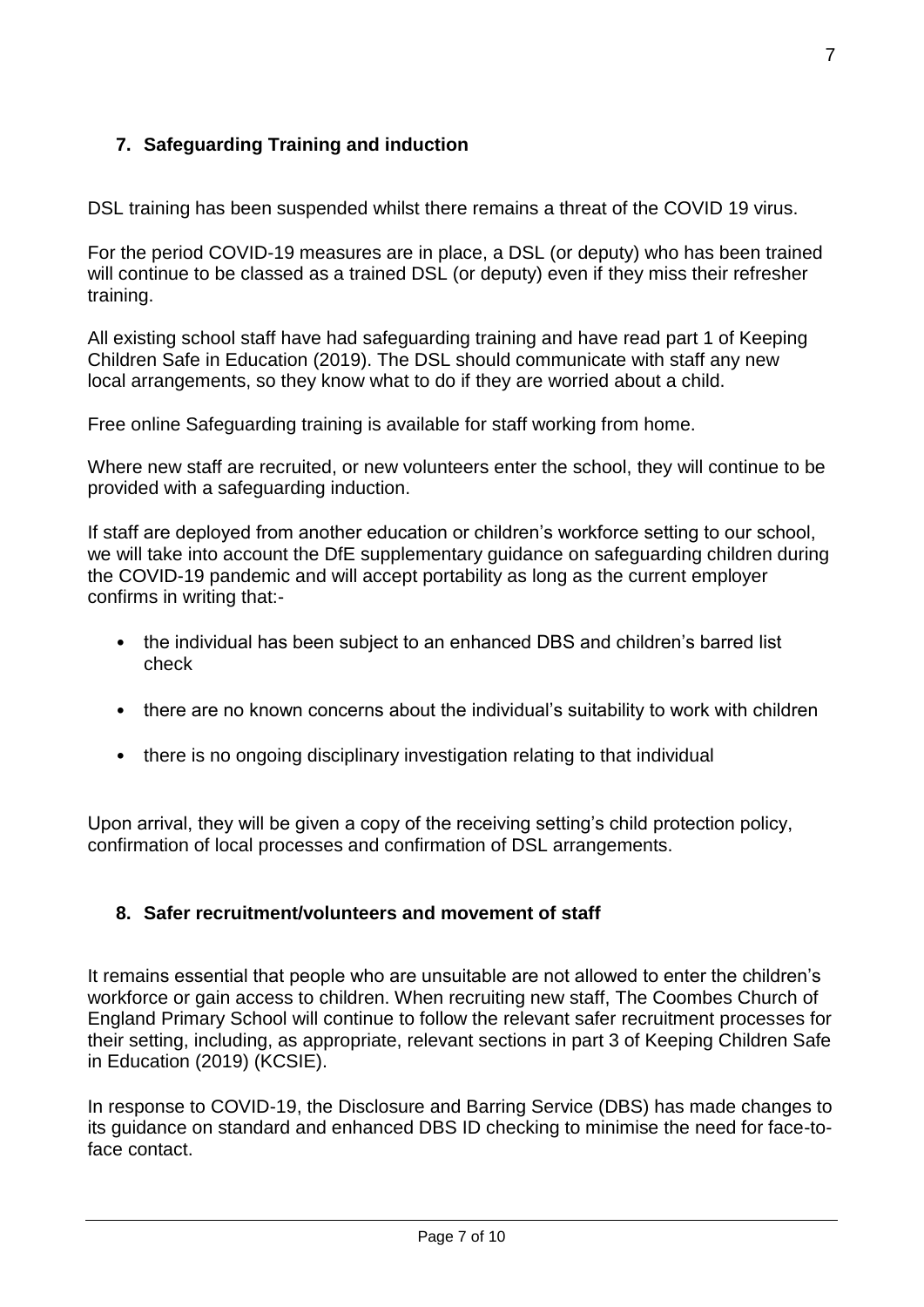## 7. Safeguarding Training and induction

DSL training has been suspended whilst there remains a threat of the COVID 19 virus.

For the period COVID-19 measures are in place, a DSL (or deputy) who has been trained will continue to be classed as a trained DSL (or deputy) even if they miss their refresher training.

All existing school staff have had safeguarding training and have read part 1 of Keeping Children Safe in Education (2019). The DSL should communicate with staff any new local arrangements, so they know what to do if they are worried about a child.

Free online Safeguarding training is available for staff working from home.

Where new staff are recruited, or new volunteers enter the school, they will continue to be provided with a safeguarding induction.

If staff are deployed from another education or children's workforce setting to our school, we will take into account the DfE supplementary guidance on safeguarding children during the COVID-19 pandemic and will accept portability as long as the current employer confirms in writing that:-

- the individual has been subject to an enhanced DBS and children's barred list check
- there are no known concerns about the individual's suitability to work with children
- there is no ongoing disciplinary investigation relating to that individual

Upon arrival, they will be given a copy of the receiving setting's child protection policy, confirmation of local processes and confirmation of DSL arrangements.

## 8. Safer recruitment/volunteers and movement of staff

It remains essential that people who are unsuitable are not allowed to enter the children's workforce or gain access to children. When recruiting new staff, The Coombes Church of England Primary School will continue to follow the relevant safer recruitment processes for their setting, including, as appropriate, relevant sections in part 3 of Keeping Children Safe in Education (2019) (KCSIE).

In response to COVID-19, the Disclosure and Barring Service (DBS) has made changes to its guidance on standard and enhanced DBS ID checking to minimise the need for face-to-face contact.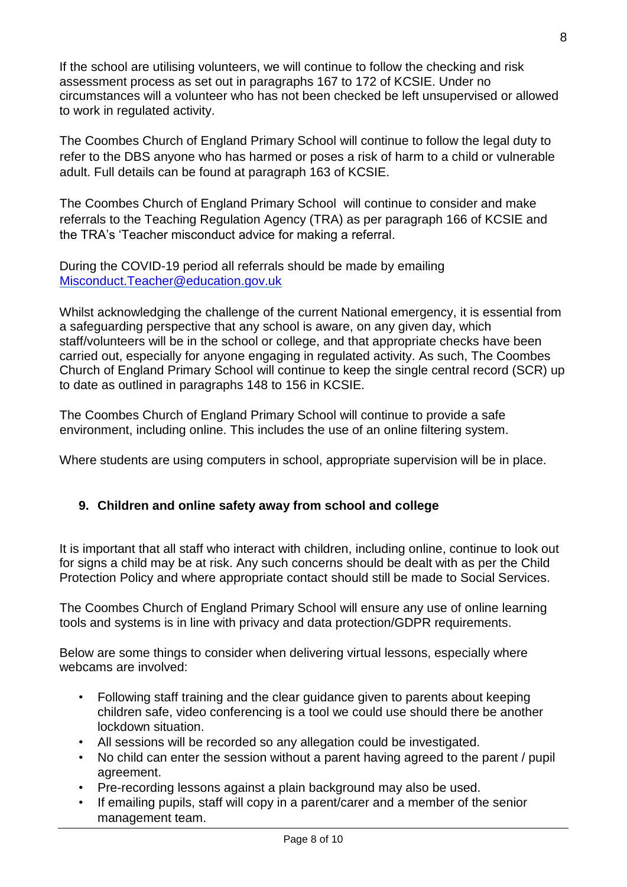If the school are utilising volunteers, we will continue to follow the checking and risk assessment process as set out in paragraphs 167 to 172 of KCSIE. Under no circumstances will a volunteer who has not been checked be left unsupervised or allowed to work in regulated activity.

The Coombes Church of England Primary School will continue to follow the legal duty to refer to the DBS anyone who has harmed or poses a risk of harm to a child or vulnerable adult. Full details can be found at paragraph 163 of KCSIE.

The Coombes Church of England Primary School will continue to consider and make referrals to the Teaching Regulation Agency (TRA) as per paragraph 166 of KCSIE and the TRA's 'Teacher misconduct advice for making a referral.

During the COVID-19 period all referrals should be made by emailing [Misconduct.Teacher@education.gov.uk](mailto:Misconduct.Teacher@education.gov.uk)

Whilst acknowledging the challenge of the current National emergency, it is essential from a safeguarding perspective that any school is aware, on any given day, which staff/volunteers will be in the school or college, and that appropriate checks have been carried out, especially for anyone engaging in regulated activity. As such, The Coombes Church of England Primary School will continue to keep the single central record (SCR) up to date as outlined in paragraphs 148 to 156 in KCSIE.

The Coombes Church of England Primary School will continue to provide a safe environment, including online. This includes the use of an online filtering system.

Where students are using computers in school, appropriate supervision will be in place.

## 9. Children and online safety away from school and college

It is important that all staff who interact with children, including online, continue to look out for signs a child may be at risk. Any such concerns should be dealt with as per the Child Protection Policy and where appropriate contact should still be made to Social Services.

The Coombes Church of England Primary School will ensure any use of online learning tools and systems is in line with privacy and data protection/GDPR requirements.

Below are some things to consider when delivering virtual lessons, especially where webcams are involved:

- Following staff training and the clear guidance given to parents about keeping children safe, video conferencing is a tool we could use should there be another lockdown situation.
- All sessions will be recorded so any allegation could be investigated.
- No child can enter the session without a parent having agreed to the parent / pupil agreement.
- Pre-recording lessons against a plain background may also be used.
- If emailing pupils, staff will copy in a parent/carer and a member of the senior management team.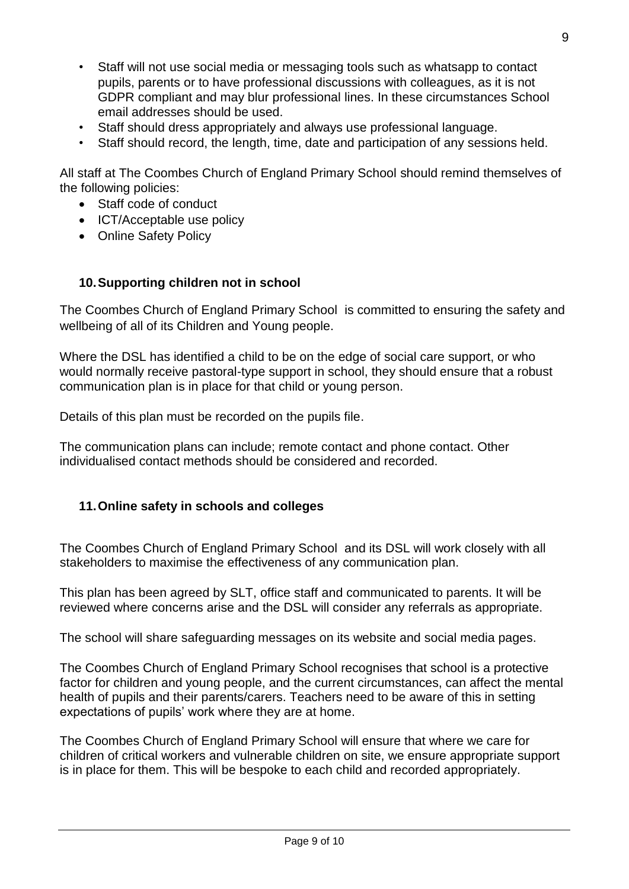- Staff will not use social media or messaging tools such as whatsapp to contact pupils, parents or to have professional discussions with colleagues, as it is not GDPR compliant and may blur professional lines. In these circumstances School email addresses should be used.
- Staff should dress appropriately and always use professional language.
- Staff should record, the length, time, date and participation of any sessions held.

All staff at The Coombes Church of England Primary School should remind themselves of the following policies:

- Staff code of conduct
- ICT/Acceptable use policy
- Online Safety Policy

## 10. Supporting children not in school

The Coombes Church of England Primary School is committed to ensuring the safety and wellbeing of all of its Children and Young people.

Where the DSL has identified a child to be on the edge of social care support, or who would normally receive pastoral-type support in school, they should ensure that a robust communication plan is in place for that child or young person.

Details of this plan must be recorded on the pupils file.

The communication plans can include; remote contact and phone contact. Other individualised contact methods should be considered and recorded.

## 11. Online safety in schools and colleges

The Coombes Church of England Primary School and its DSL will work closely with all stakeholders to maximise the effectiveness of any communication plan.

This plan has been agreed by SLT, office staff and communicated to parents. It will be reviewed where concerns arise and the DSL will consider any referrals as appropriate.

The school will share safeguarding messages on its website and social media pages.

The Coombes Church of England Primary School recognises that school is a protective factor for children and young people, and the current circumstances, can affect the mental health of pupils and their parents/carers. Teachers need to be aware of this in setting expectations of pupils' work where they are at home.

The Coombes Church of England Primary School will ensure that where we care for children of critical workers and vulnerable children on site, we ensure appropriate support is in place for them. This will be bespoke to each child and recorded appropriately.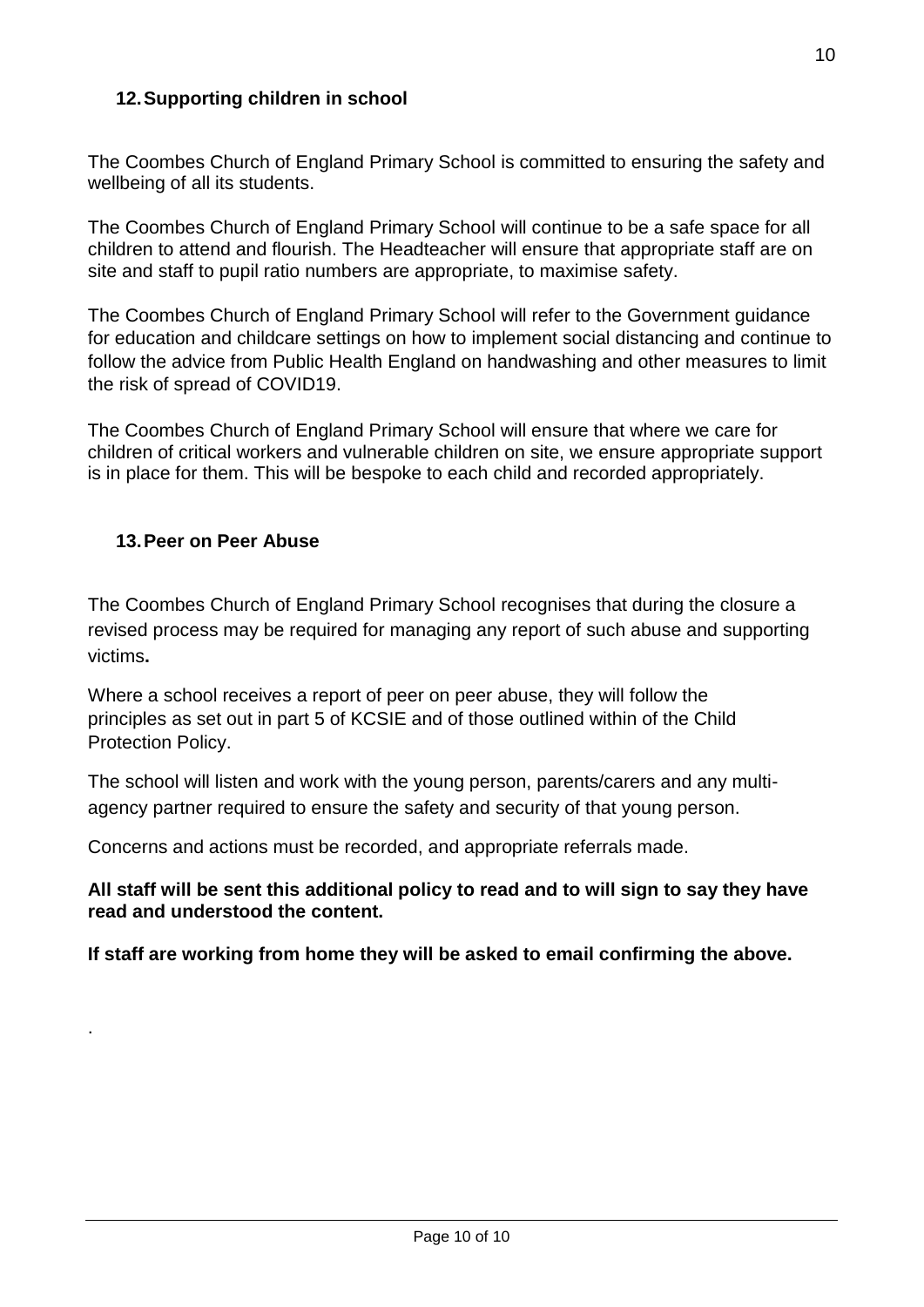## 12. Supporting children in school

The Coombes Church of England Primary School is committed to ensuring the safety and wellbeing of all its students.

The Coombes Church of England Primary School will continue to be a safe space for all children to attend and flourish. The Headteacher will ensure that appropriate staff are on site and staff to pupil ratio numbers are appropriate, to maximise safety.

The Coombes Church of England Primary School will refer to the Government guidance for education and childcare settings on how to implement social distancing and continue to follow the advice from Public Health England on handwashing and other measures to limit the risk of spread of COVID19.

The Coombes Church of England Primary School will ensure that where we care for children of critical workers and vulnerable children on site, we ensure appropriate support is in place for them. This will be bespoke to each child and recorded appropriately.

## 13. Peer on Peer Abuse

The Coombes Church of England Primary School recognises that during the closure a revised process may be required for managing any report of such abuse and supporting victims**.**

Where a school receives a report of peer on peer abuse, they will follow the principles as set out in part 5 of KCSIE and of those outlined within of the Child Protection Policy.

The school will listen and work with the young person, parents/carers and any multi-agency partner required to ensure the safety and security of that young person.

Concerns and actions must be recorded, and appropriate referrals made.

**All staff will be sent this additional policy to read and to will sign to say they have read and understood the content.**

**If staff are working from home they will be asked to email confirming the above.**

.